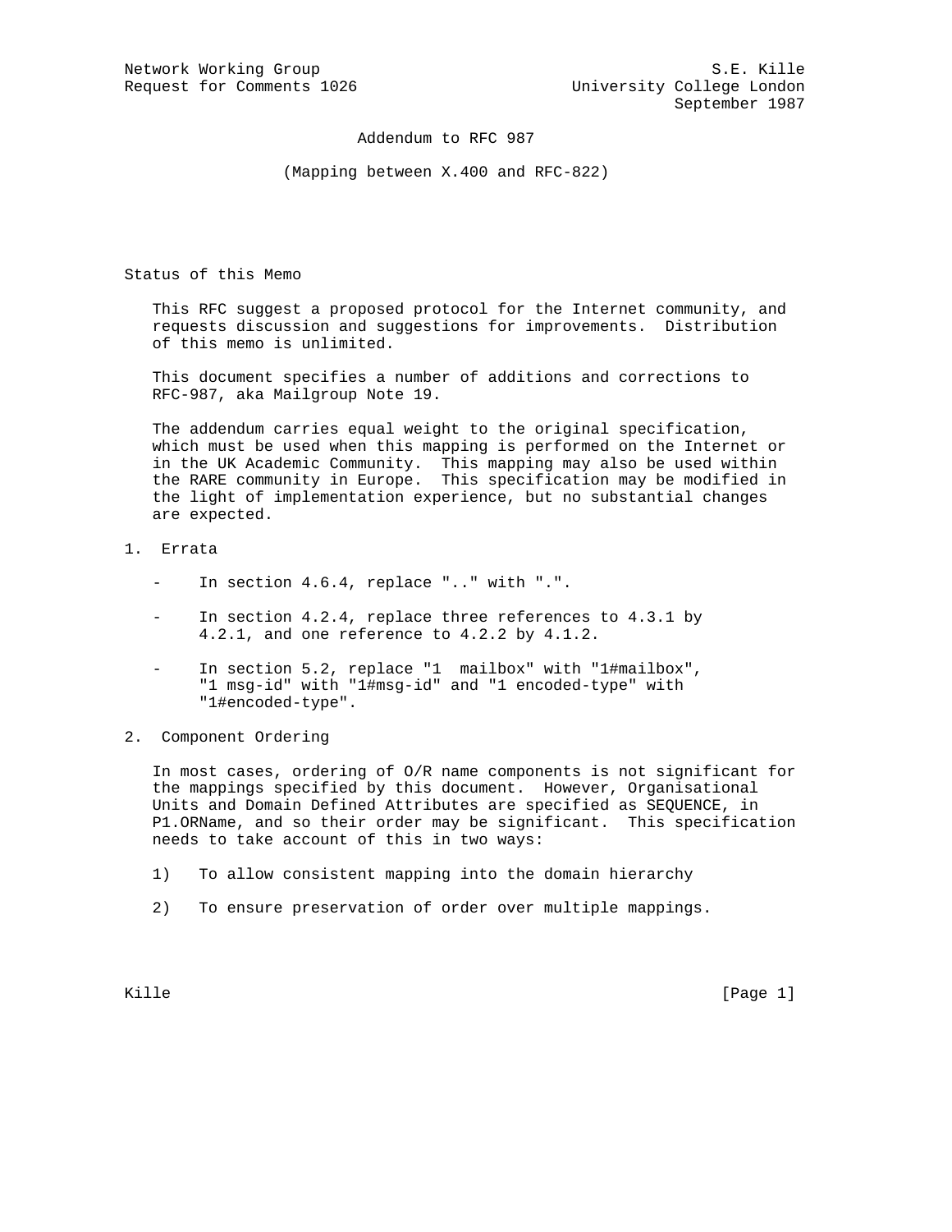Network Working Group S.E. Kille
Request for Comments 1026 University College London
September 1987

# Addendum to RFC 987

## (Mapping between X.400 and RFC-822)

## Status of this Memo

This RFC suggest a proposed protocol for the Internet community, and requests discussion and suggestions for improvements. Distribution of this memo is unlimited.

This document specifies a number of additions and corrections to RFC-987, aka Mailgroup Note 19.

The addendum carries equal weight to the original specification, which must be used when this mapping is performed on the Internet or in the UK Academic Community. This mapping may also be used within the RARE community in Europe. This specification may be modified in the light of implementation experience, but no substantial changes are expected.

## 1. Errata

- In section 4.6.4, replace ".." with ".".
- In section 4.2.4, replace three references to 4.3.1 by 4.2.1, and one reference to 4.2.2 by 4.1.2.
- In section 5.2, replace "1  mailbox" with "1#mailbox", "1 msg-id" with "1#msg-id" and "1 encoded-type" with "1#encoded-type".

## 2. Component Ordering

In most cases, ordering of O/R name components is not significant for the mappings specified by this document. However, Organisational Units and Domain Defined Attributes are specified as SEQUENCE, in P1.ORName, and so their order may be significant. This specification needs to take account of this in two ways:

1) To allow consistent mapping into the domain hierarchy

2) To ensure preservation of order over multiple mappings.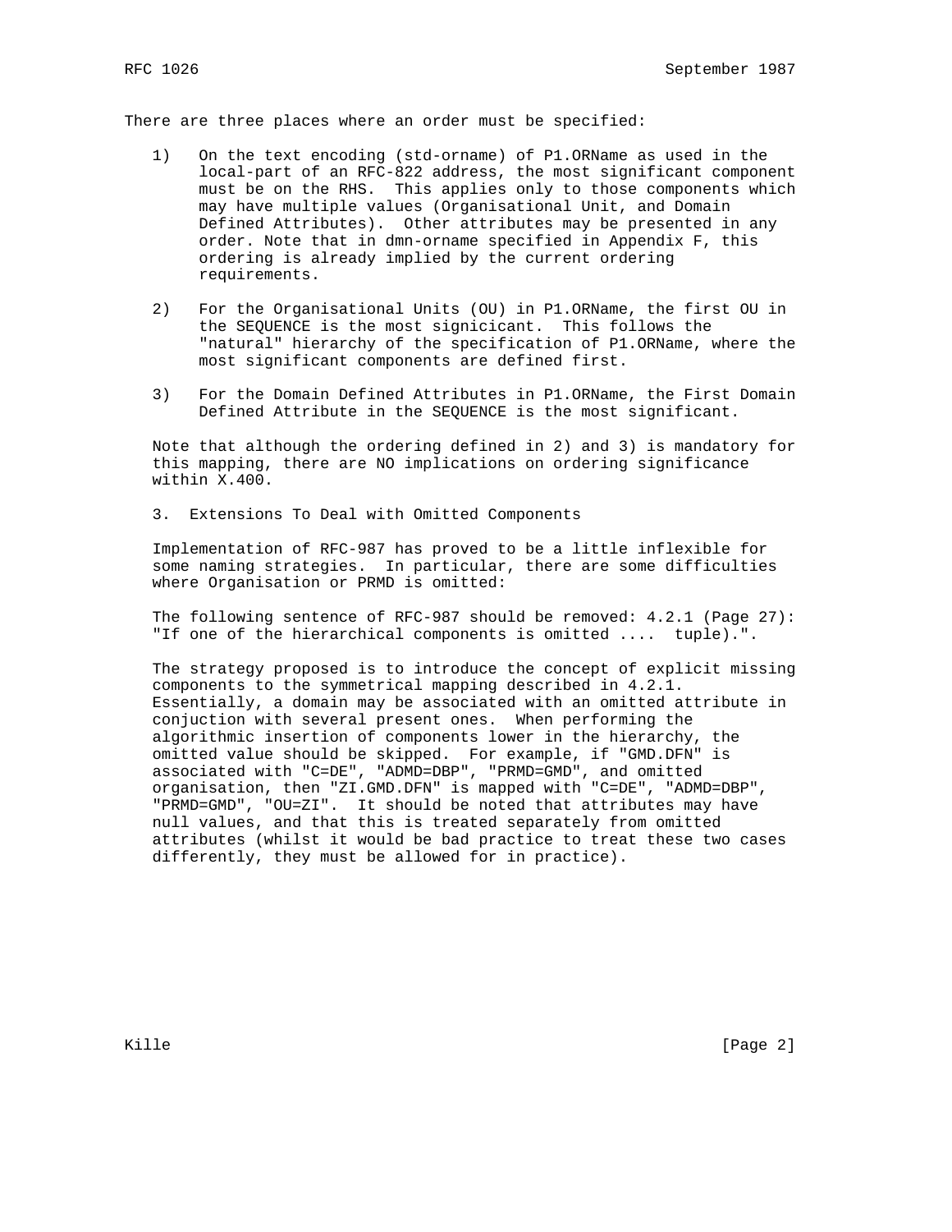There are three places where an order must be specified:

1) On the text encoding (std-orname) of P1.ORName as used in the local-part of an RFC-822 address, the most significant component must be on the RHS. This applies only to those components which may have multiple values (Organisational Unit, and Domain Defined Attributes). Other attributes may be presented in any order. Note that in dmn-orname specified in Appendix F, this ordering is already implied by the current ordering requirements.

2) For the Organisational Units (OU) in P1.ORName, the first OU in the SEQUENCE is the most signicicant. This follows the "natural" hierarchy of the specification of P1.ORName, where the most significant components are defined first.

3) For the Domain Defined Attributes in P1.ORName, the First Domain Defined Attribute in the SEQUENCE is the most significant.

Note that although the ordering defined in 2) and 3) is mandatory for this mapping, there are NO implications on ordering significance within X.400.

## 3. Extensions To Deal with Omitted Components

Implementation of RFC-987 has proved to be a little inflexible for some naming strategies. In particular, there are some difficulties where Organisation or PRMD is omitted:

The following sentence of RFC-987 should be removed: 4.2.1 (Page 27): "If one of the hierarchical components is omitted .... tuple).".

The strategy proposed is to introduce the concept of explicit missing components to the symmetrical mapping described in 4.2.1. Essentially, a domain may be associated with an omitted attribute in conjuction with several present ones. When performing the algorithmic insertion of components lower in the hierarchy, the omitted value should be skipped. For example, if "GMD.DFN" is associated with "C=DE", "ADMD=DBP", "PRMD=GMD", and omitted organisation, then "ZI.GMD.DFN" is mapped with "C=DE", "ADMD=DBP", "PRMD=GMD", "OU=ZI". It should be noted that attributes may have null values, and that this is treated separately from omitted attributes (whilst it would be bad practice to treat these two cases differently, they must be allowed for in practice).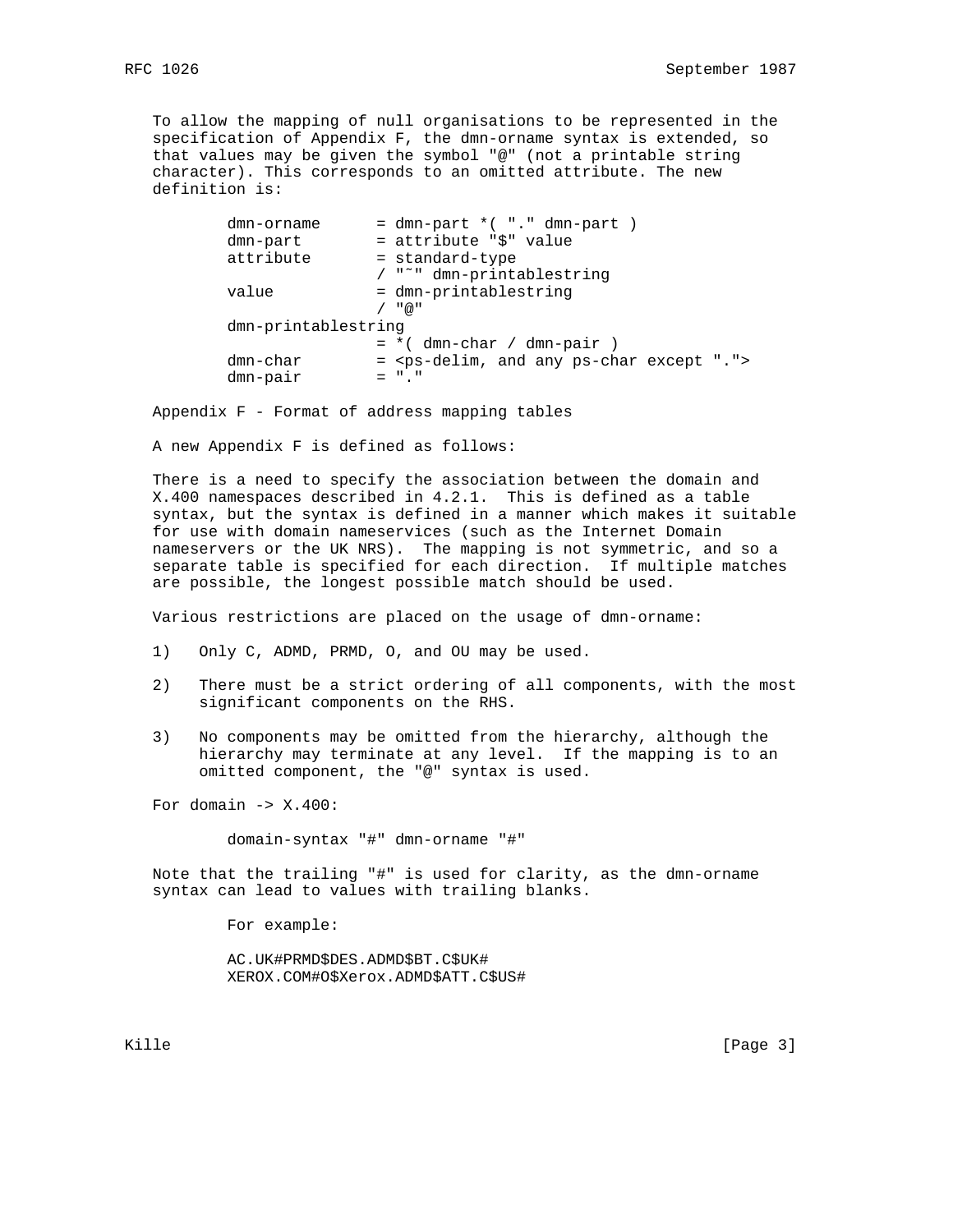To allow the mapping of null organisations to be represented in the specification of Appendix F, the dmn-orname syntax is extended, so that values may be given the symbol "@" (not a printable string character). This corresponds to an omitted attribute. The new definition is:

```
dmn-orname      = dmn-part *( "." dmn-part )
dmn-part        = attribute "$" value
attribute       = standard-type
                / "~" dmn-printablestring
value           = dmn-printablestring
                / "@"
dmn-printablestring
                = *( dmn-char / dmn-pair )
dmn-char        = <ps-delim, and any ps-char except ".">
dmn-pair        = "."
```

Appendix F - Format of address mapping tables

A new Appendix F is defined as follows:

There is a need to specify the association between the domain and X.400 namespaces described in 4.2.1. This is defined as a table syntax, but the syntax is defined in a manner which makes it suitable for use with domain nameservices (such as the Internet Domain nameservers or the UK NRS). The mapping is not symmetric, and so a separate table is specified for each direction. If multiple matches are possible, the longest possible match should be used.

Various restrictions are placed on the usage of dmn-orname:

1) Only C, ADMD, PRMD, O, and OU may be used.

2) There must be a strict ordering of all components, with the most significant components on the RHS.

3) No components may be omitted from the hierarchy, although the hierarchy may terminate at any level. If the mapping is to an omitted component, the "@" syntax is used.

For domain -> X.400:

```
domain-syntax "#" dmn-orname "#"
```

Note that the trailing "#" is used for clarity, as the dmn-orname syntax can lead to values with trailing blanks.

For example:

```
AC.UK#PRMD$DES.ADMD$BT.C$UK#
XEROX.COM#O$Xerox.ADMD$ATT.C$US#
```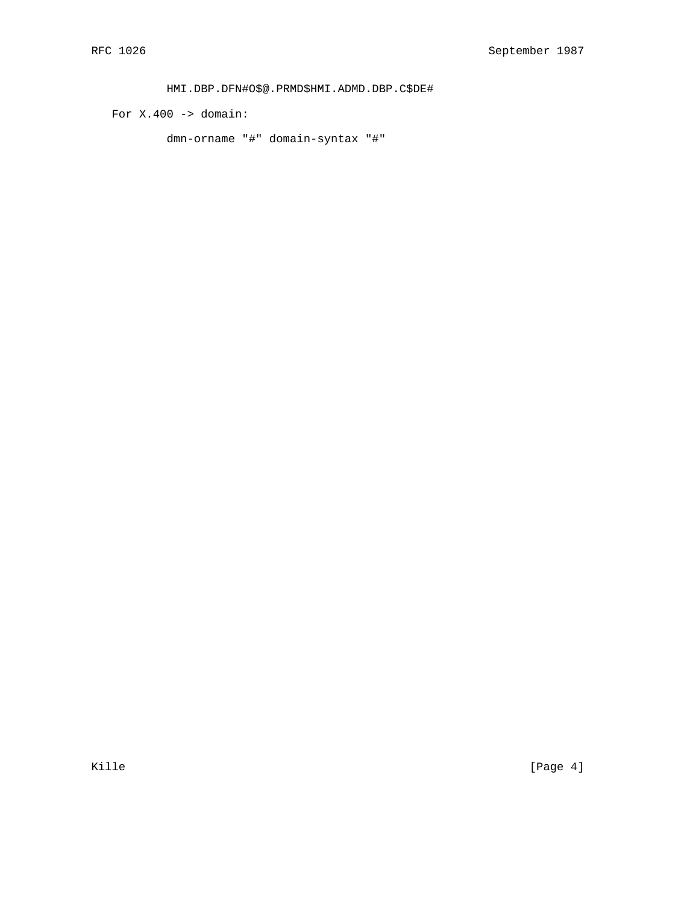```
HMI.DBP.DFN#O$@.PRMD$HMI.ADMD.DBP.C$DE#
```

For X.400 -> domain:

```
dmn-orname "#" domain-syntax "#"
```